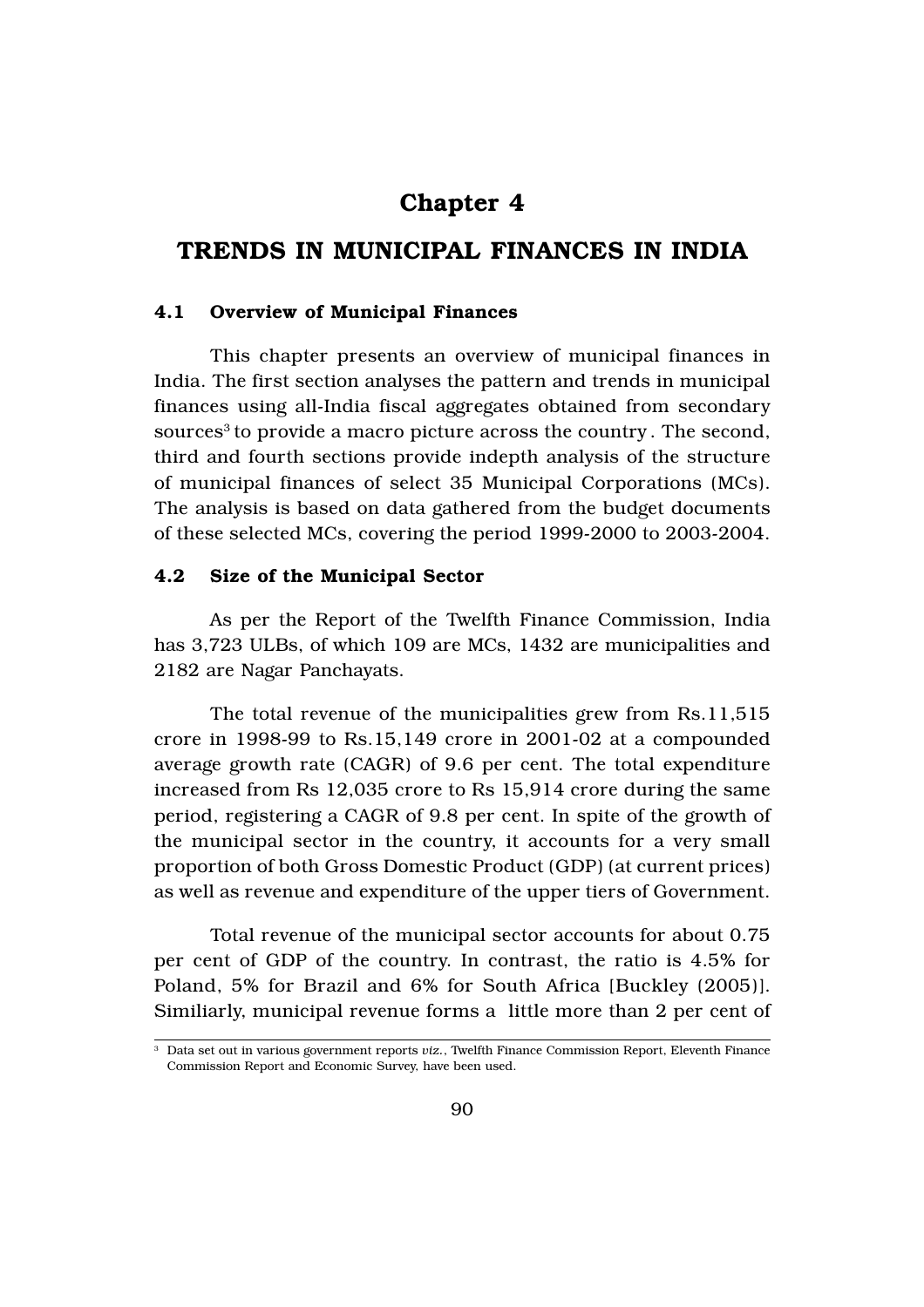# Chapter 4

# TRENDS IN MUNICIPAL FINANCES IN INDIA

## 4.1 Overview of Municipal Finances

This chapter presents an overview of municipal finances in India. The first section analyses the pattern and trends in municipal finances using all-India fiscal aggregates obtained from secondary sources[3] to provide a macro picture across the country . The second, third and fourth sections provide indepth analysis of the structure of municipal finances of select 35 Municipal Corporations (MCs). The analysis is based on data gathered from the budget documents of these selected MCs, covering the period 1999-2000 to 2003-2004.

## 4.2 Size of the Municipal Sector

As per the Report of the Twelfth Finance Commission, India has 3,723 ULBs, of which 109 are MCs, 1432 are municipalities and 2182 are Nagar Panchayats.

The total revenue of the municipalities grew from Rs.11,515 crore in 1998-99 to Rs.15,149 crore in 2001-02 at a compounded average growth rate (CAGR) of 9.6 per cent. The total expenditure increased from Rs 12,035 crore to Rs 15,914 crore during the same period, registering a CAGR of 9.8 per cent. In spite of the growth of the municipal sector in the country, it accounts for a very small proportion of both Gross Domestic Product (GDP) (at current prices) as well as revenue and expenditure of the upper tiers of Government.

Total revenue of the municipal sector accounts for about 0.75 per cent of GDP of the country. In contrast, the ratio is 4.5% for Poland, 5% for Brazil and 6% for South Africa [Buckley (2005)]. Similiarly, municipal revenue forms a little more than 2 per cent of

[3] Data set out in various government reports *viz.*, Twelfth Finance Commission Report, Eleventh Finance Commission Report and Economic Survey, have been used.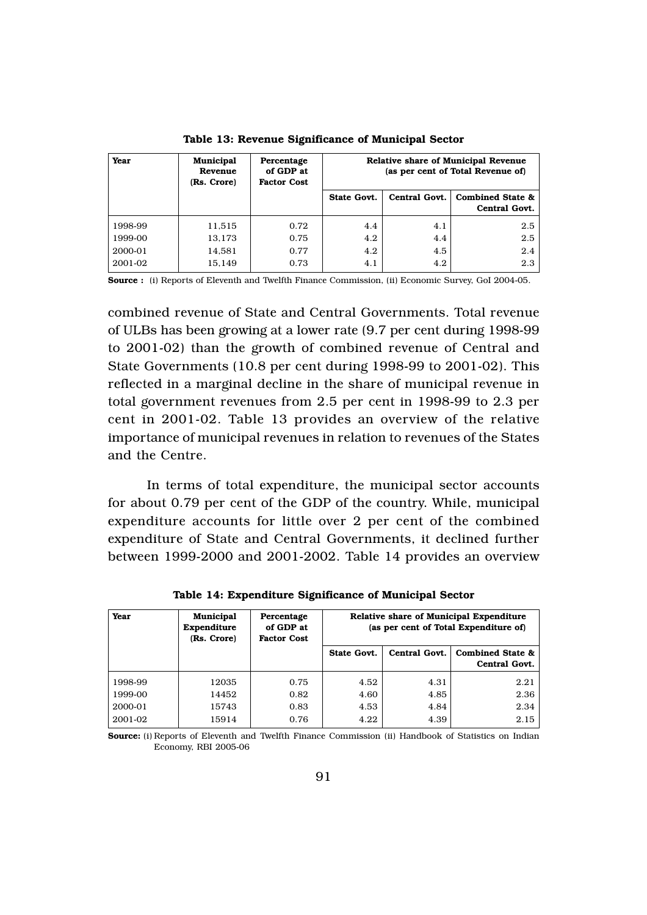**Table 13: Revenue Significance of Municipal Sector**

| Year | Municipal Revenue (Rs. Crore) | Percentage of GDP at Factor Cost | Relative share of Municipal Revenue (as per cent of Total Revenue of) | | |
|---|---|---|---|---|---|
| | | | State Govt. | Central Govt. | Combined State & Central Govt. |
| 1998-99 | 11,515 | 0.72 | 4.4 | 4.1 | 2.5 |
| 1999-00 | 13,173 | 0.75 | 4.2 | 4.4 | 2.5 |
| 2000-01 | 14,581 | 0.77 | 4.2 | 4.5 | 2.4 |
| 2001-02 | 15,149 | 0.73 | 4.1 | 4.2 | 2.3 |

**Source :** (i) Reports of Eleventh and Twelfth Finance Commission, (ii) Economic Survey, GoI 2004-05.

combined revenue of State and Central Governments. Total revenue of ULBs has been growing at a lower rate (9.7 per cent during 1998-99 to 2001-02) than the growth of combined revenue of Central and State Governments (10.8 per cent during 1998-99 to 2001-02). This reflected in a marginal decline in the share of municipal revenue in total government revenues from 2.5 per cent in 1998-99 to 2.3 per cent in 2001-02. Table 13 provides an overview of the relative importance of municipal revenues in relation to revenues of the States and the Centre.

In terms of total expenditure, the municipal sector accounts for about 0.79 per cent of the GDP of the country. While, municipal expenditure accounts for little over 2 per cent of the combined expenditure of State and Central Governments, it declined further between 1999-2000 and 2001-2002. Table 14 provides an overview

**Table 14: Expenditure Significance of Municipal Sector**

| Year | Municipal Expenditure (Rs. Crore) | Percentage of GDP at Factor Cost | Relative share of Municipal Expenditure (as per cent of Total Expenditure of) | | |
|---|---|---|---|---|---|
| | | | State Govt. | Central Govt. | Combined State & Central Govt. |
| 1998-99 | 12035 | 0.75 | 4.52 | 4.31 | 2.21 |
| 1999-00 | 14452 | 0.82 | 4.60 | 4.85 | 2.36 |
| 2000-01 | 15743 | 0.83 | 4.53 | 4.84 | 2.34 |
| 2001-02 | 15914 | 0.76 | 4.22 | 4.39 | 2.15 |

**Source:** (i) Reports of Eleventh and Twelfth Finance Commission (ii) Handbook of Statistics on Indian Economy, RBI 2005-06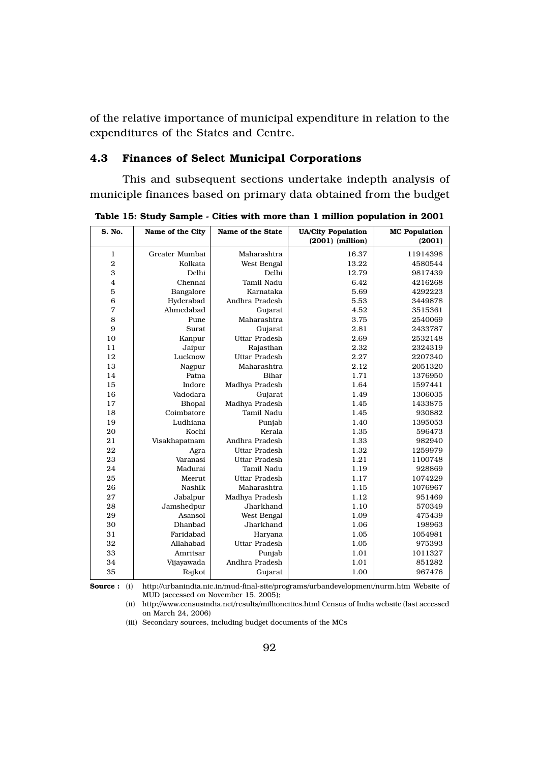of the relative importance of municipal expenditure in relation to the expenditures of the States and Centre.

## 4.3 Finances of Select Municipal Corporations

This and subsequent sections undertake indepth analysis of municiple finances based on primary data obtained from the budget

**Table 15: Study Sample - Cities with more than 1 million population in 2001**

| S. No. | Name of the City | Name of the State | UA/City Population (2001) (million) | MC Population (2001) |
|---|---|---|---|---|
| 1 | Greater Mumbai | Maharashtra | 16.37 | 11914398 |
| 2 | Kolkata | West Bengal | 13.22 | 4580544 |
| 3 | Delhi | Delhi | 12.79 | 9817439 |
| 4 | Chennai | Tamil Nadu | 6.42 | 4216268 |
| 5 | Bangalore | Karnataka | 5.69 | 4292223 |
| 6 | Hyderabad | Andhra Pradesh | 5.53 | 3449878 |
| 7 | Ahmedabad | Gujarat | 4.52 | 3515361 |
| 8 | Pune | Maharashtra | 3.75 | 2540069 |
| 9 | Surat | Gujarat | 2.81 | 2433787 |
| 10 | Kanpur | Uttar Pradesh | 2.69 | 2532148 |
| 11 | Jaipur | Rajasthan | 2.32 | 2324319 |
| 12 | Lucknow | Uttar Pradesh | 2.27 | 2207340 |
| 13 | Nagpur | Maharashtra | 2.12 | 2051320 |
| 14 | Patna | Bihar | 1.71 | 1376950 |
| 15 | Indore | Madhya Pradesh | 1.64 | 1597441 |
| 16 | Vadodara | Gujarat | 1.49 | 1306035 |
| 17 | Bhopal | Madhya Pradesh | 1.45 | 1433875 |
| 18 | Coimbatore | Tamil Nadu | 1.45 | 930882 |
| 19 | Ludhiana | Punjab | 1.40 | 1395053 |
| 20 | Kochi | Kerala | 1.35 | 596473 |
| 21 | Visakhapatnam | Andhra Pradesh | 1.33 | 982940 |
| 22 | Agra | Uttar Pradesh | 1.32 | 1259979 |
| 23 | Varanasi | Uttar Pradesh | 1.21 | 1100748 |
| 24 | Madurai | Tamil Nadu | 1.19 | 928869 |
| 25 | Meerut | Uttar Pradesh | 1.17 | 1074229 |
| 26 | Nashik | Maharashtra | 1.15 | 1076967 |
| 27 | Jabalpur | Madhya Pradesh | 1.12 | 951469 |
| 28 | Jamshedpur | Jharkhand | 1.10 | 570349 |
| 29 | Asansol | West Bengal | 1.09 | 475439 |
| 30 | Dhanbad | Jharkhand | 1.06 | 198963 |
| 31 | Faridabad | Haryana | 1.05 | 1054981 |
| 32 | Allahabad | Uttar Pradesh | 1.05 | 975393 |
| 33 | Amritsar | Punjab | 1.01 | 1011327 |
| 34 | Vijayawada | Andhra Pradesh | 1.01 | 851282 |
| 35 | Rajkot | Gujarat | 1.00 | 967476 |

**Source :** (i) http://urbanindia.nic.in/mud-final-site/programs/urbandevelopment/nurm.htm Website of MUD (accessed on November 15, 2005);

(ii) http://www.censusindia.net/results/millioncities.html Census of India website (last accessed on March 24, 2006)

(iii) Secondary sources, including budget documents of the MCs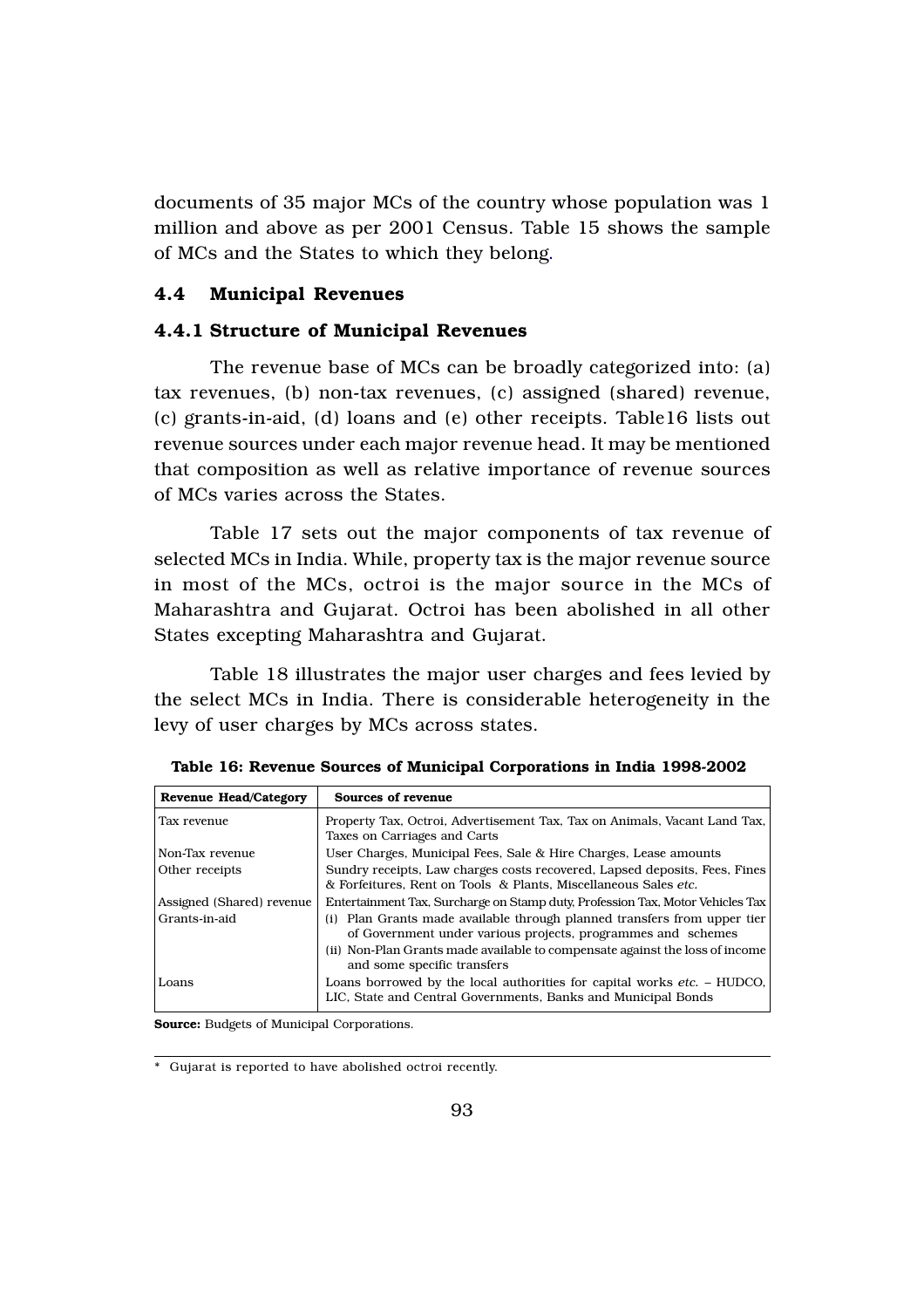documents of 35 major MCs of the country whose population was 1 million and above as per 2001 Census. Table 15 shows the sample of MCs and the States to which they belong.

### 4.4 Municipal Revenues

#### 4.4.1 Structure of Municipal Revenues

The revenue base of MCs can be broadly categorized into: (a) tax revenues, (b) non-tax revenues, (c) assigned (shared) revenue, (c) grants-in-aid, (d) loans and (e) other receipts. Table16 lists out revenue sources under each major revenue head. It may be mentioned that composition as well as relative importance of revenue sources of MCs varies across the States.

Table 17 sets out the major components of tax revenue of selected MCs in India. While, property tax is the major revenue source in most of the MCs, octroi is the major source in the MCs of Maharashtra and Gujarat. Octroi has been abolished in all other States excepting Maharashtra and Gujarat.

Table 18 illustrates the major user charges and fees levied by the select MCs in India. There is considerable heterogeneity in the levy of user charges by MCs across states.

**Table 16: Revenue Sources of Municipal Corporations in India 1998-2002**

| Revenue Head/Category | Sources of revenue |
|---|---|
| Tax revenue | Property Tax, Octroi, Advertisement Tax, Tax on Animals, Vacant Land Tax, Taxes on Carriages and Carts |
| Non-Tax revenue | User Charges, Municipal Fees, Sale & Hire Charges, Lease amounts |
| Other receipts | Sundry receipts, Law charges costs recovered, Lapsed deposits, Fees, Fines & Forfeitures, Rent on Tools & Plants, Miscellaneous Sales *etc.* |
| Assigned (Shared) revenue | Entertainment Tax, Surcharge on Stamp duty, Profession Tax, Motor Vehicles Tax |
| Grants-in-aid | (i) Plan Grants made available through planned transfers from upper tier of Government under various projects, programmes and schemes (ii) Non-Plan Grants made available to compensate against the loss of income and some specific transfers |
| Loans | Loans borrowed by the local authorities for capital works *etc.* – HUDCO, LIC, State and Central Governments, Banks and Municipal Bonds |

**Source:** Budgets of Municipal Corporations.

\* Gujarat is reported to have abolished octroi recently.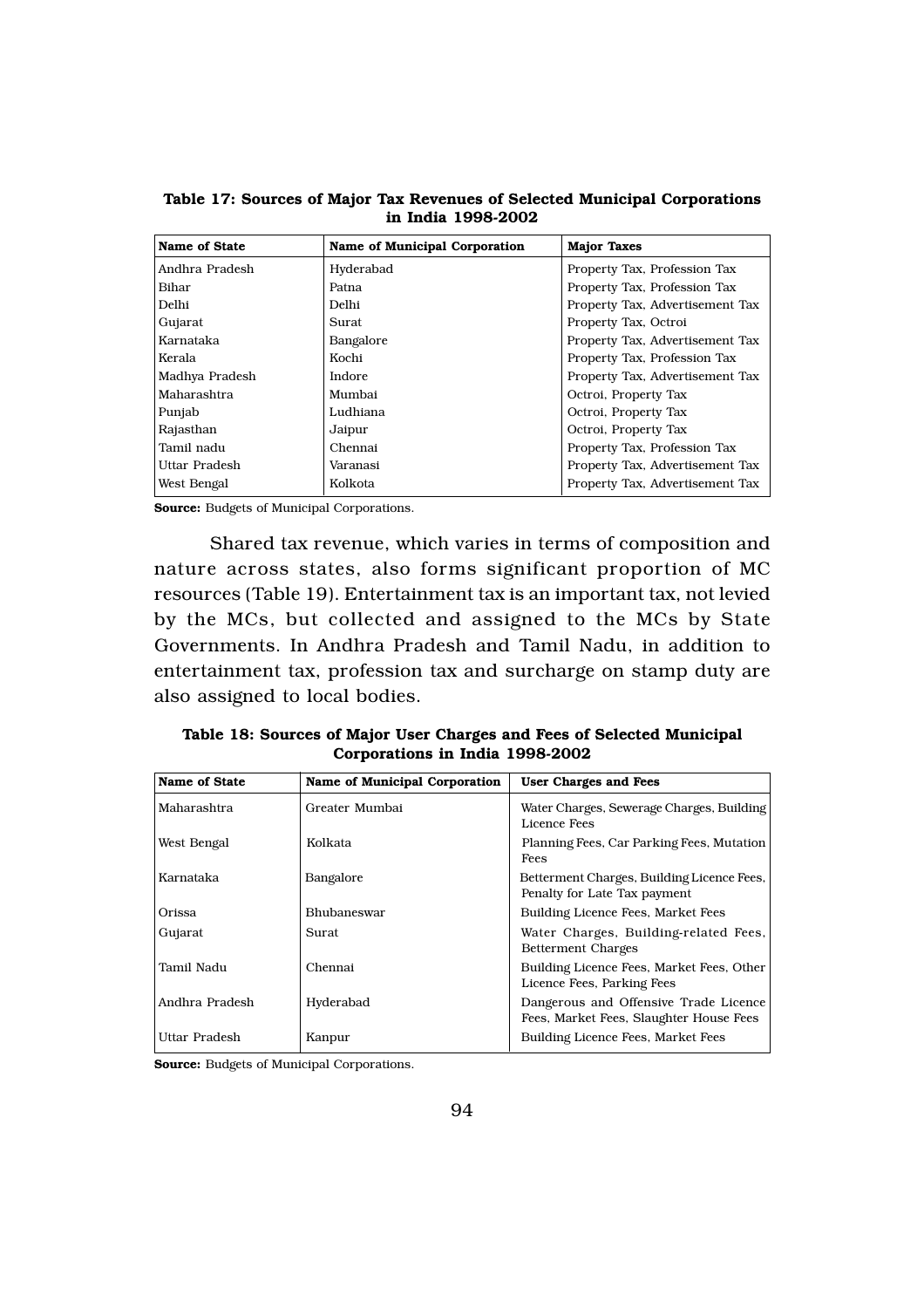**Table 17: Sources of Major Tax Revenues of Selected Municipal Corporations in India 1998-2002**

| Name of State | Name of Municipal Corporation | Major Taxes |
|---|---|---|
| Andhra Pradesh | Hyderabad | Property Tax, Profession Tax |
| Bihar | Patna | Property Tax, Profession Tax |
| Delhi | Delhi | Property Tax, Advertisement Tax |
| Gujarat | Surat | Property Tax, Octroi |
| Karnataka | Bangalore | Property Tax, Advertisement Tax |
| Kerala | Kochi | Property Tax, Profession Tax |
| Madhya Pradesh | Indore | Property Tax, Advertisement Tax |
| Maharashtra | Mumbai | Octroi, Property Tax |
| Punjab | Ludhiana | Octroi, Property Tax |
| Rajasthan | Jaipur | Octroi, Property Tax |
| Tamil nadu | Chennai | Property Tax, Profession Tax |
| Uttar Pradesh | Varanasi | Property Tax, Advertisement Tax |
| West Bengal | Kolkota | Property Tax, Advertisement Tax |

**Source:** Budgets of Municipal Corporations.

Shared tax revenue, which varies in terms of composition and nature across states, also forms significant proportion of MC resources (Table 19). Entertainment tax is an important tax, not levied by the MCs, but collected and assigned to the MCs by State Governments. In Andhra Pradesh and Tamil Nadu, in addition to entertainment tax, profession tax and surcharge on stamp duty are also assigned to local bodies.

**Table 18: Sources of Major User Charges and Fees of Selected Municipal Corporations in India 1998-2002**

| Name of State | Name of Municipal Corporation | User Charges and Fees |
|---|---|---|
| Maharashtra | Greater Mumbai | Water Charges, Sewerage Charges, Building Licence Fees |
| West Bengal | Kolkata | Planning Fees, Car Parking Fees, Mutation Fees |
| Karnataka | Bangalore | Betterment Charges, Building Licence Fees, Penalty for Late Tax payment |
| Orissa | Bhubaneswar | Building Licence Fees, Market Fees |
| Gujarat | Surat | Water Charges, Building-related Fees, Betterment Charges |
| Tamil Nadu | Chennai | Building Licence Fees, Market Fees, Other Licence Fees, Parking Fees |
| Andhra Pradesh | Hyderabad | Dangerous and Offensive Trade Licence Fees, Market Fees, Slaughter House Fees |
| Uttar Pradesh | Kanpur | Building Licence Fees, Market Fees |

**Source:** Budgets of Municipal Corporations.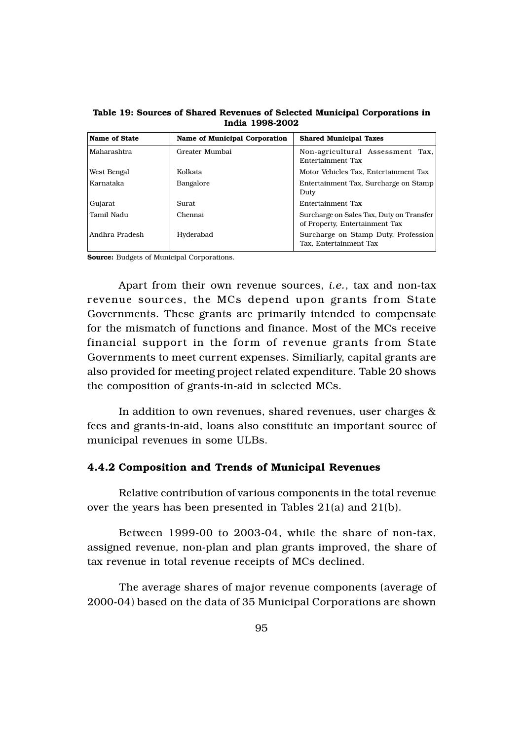**Table 19: Sources of Shared Revenues of Selected Municipal Corporations in India 1998-2002**

| Name of State | Name of Municipal Corporation | Shared Municipal Taxes |
|---|---|---|
| Maharashtra | Greater Mumbai | Non-agricultural Assessment Tax, Entertainment Tax |
| West Bengal | Kolkata | Motor Vehicles Tax, Entertainment Tax |
| Karnataka | Bangalore | Entertainment Tax, Surcharge on Stamp Duty |
| Gujarat | Surat | Entertainment Tax |
| Tamil Nadu | Chennai | Surcharge on Sales Tax, Duty on Transfer of Property, Entertainment Tax |
| Andhra Pradesh | Hyderabad | Surcharge on Stamp Duty, Profession Tax, Entertainment Tax |

**Source:** Budgets of Municipal Corporations.

Apart from their own revenue sources, *i.e.*, tax and non-tax revenue sources, the MCs depend upon grants from State Governments. These grants are primarily intended to compensate for the mismatch of functions and finance. Most of the MCs receive financial support in the form of revenue grants from State Governments to meet current expenses. Similiarly, capital grants are also provided for meeting project related expenditure. Table 20 shows the composition of grants-in-aid in selected MCs.

In addition to own revenues, shared revenues, user charges & fees and grants-in-aid, loans also constitute an important source of municipal revenues in some ULBs.

### 4.4.2 Composition and Trends of Municipal Revenues

Relative contribution of various components in the total revenue over the years has been presented in Tables 21(a) and 21(b).

Between 1999-00 to 2003-04, while the share of non-tax, assigned revenue, non-plan and plan grants improved, the share of tax revenue in total revenue receipts of MCs declined.

The average shares of major revenue components (average of 2000-04) based on the data of 35 Municipal Corporations are shown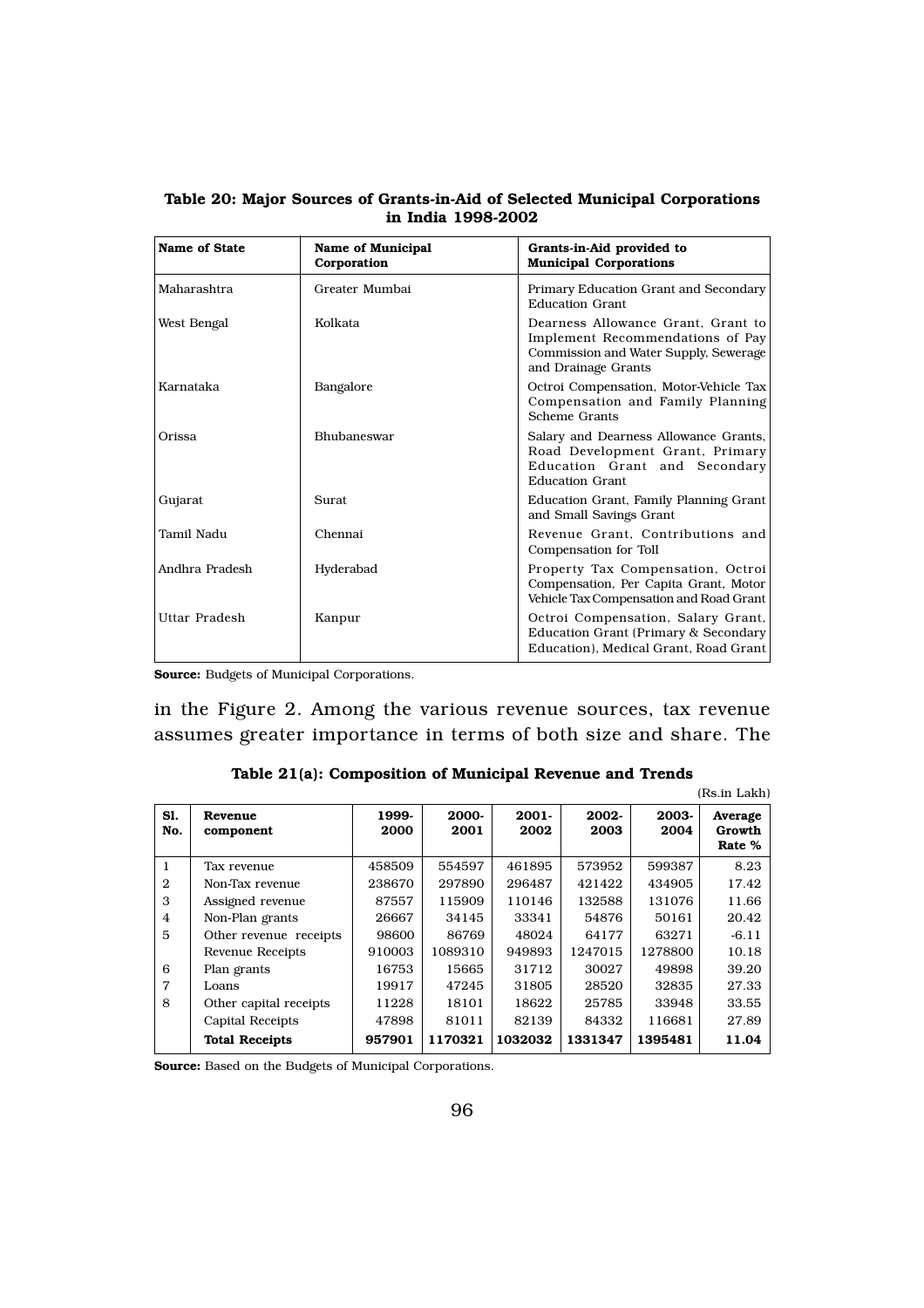**Table 20: Major Sources of Grants-in-Aid of Selected Municipal Corporations in India 1998-2002**

| Name of State | Name of Municipal Corporation | Grants-in-Aid provided to Municipal Corporations |
|---|---|---|
| Maharashtra | Greater Mumbai | Primary Education Grant and Secondary Education Grant |
| West Bengal | Kolkata | Dearness Allowance Grant, Grant to Implement Recommendations of Pay Commission and Water Supply, Sewerage and Drainage Grants |
| Karnataka | Bangalore | Octroi Compensation, Motor-Vehicle Tax Compensation and Family Planning Scheme Grants |
| Orissa | Bhubaneswar | Salary and Dearness Allowance Grants, Road Development Grant, Primary Education Grant and Secondary Education Grant |
| Gujarat | Surat | Education Grant, Family Planning Grant and Small Savings Grant |
| Tamil Nadu | Chennai | Revenue Grant, Contributions and Compensation for Toll |
| Andhra Pradesh | Hyderabad | Property Tax Compensation, Octroi Compensation, Per Capita Grant, Motor Vehicle Tax Compensation and Road Grant |
| Uttar Pradesh | Kanpur | Octroi Compensation, Salary Grant, Education Grant (Primary & Secondary Education), Medical Grant, Road Grant |

**Source:** Budgets of Municipal Corporations.

in the Figure 2. Among the various revenue sources, tax revenue assumes greater importance in terms of both size and share. The

**Table 21(a): Composition of Municipal Revenue and Trends**

(Rs.in Lakh)

| Sl. No. | Revenue component | 1999-2000 | 2000-2001 | 2001-2002 | 2002-2003 | 2003-2004 | Average Growth Rate % |
|---|---|---|---|---|---|---|---|
| 1 | Tax revenue | 458509 | 554597 | 461895 | 573952 | 599387 | 8.23 |
| 2 | Non-Tax revenue | 238670 | 297890 | 296487 | 421422 | 434905 | 17.42 |
| 3 | Assigned revenue | 87557 | 115909 | 110146 | 132588 | 131076 | 11.66 |
| 4 | Non-Plan grants | 26667 | 34145 | 33341 | 54876 | 50161 | 20.42 |
| 5 | Other revenue receipts | 98600 | 86769 | 48024 | 64177 | 63271 | -6.11 |
| | Revenue Receipts | 910003 | 1089310 | 949893 | 1247015 | 1278800 | 10.18 |
| 6 | Plan grants | 16753 | 15665 | 31712 | 30027 | 49898 | 39.20 |
| 7 | Loans | 19917 | 47245 | 31805 | 28520 | 32835 | 27.33 |
| 8 | Other capital receipts | 11228 | 18101 | 18622 | 25785 | 33948 | 33.55 |
| | Capital Receipts | 47898 | 81011 | 82139 | 84332 | 116681 | 27.89 |
| | **Total Receipts** | **957901** | **1170321** | **1032032** | **1331347** | **1395481** | **11.04** |

**Source:** Based on the Budgets of Municipal Corporations.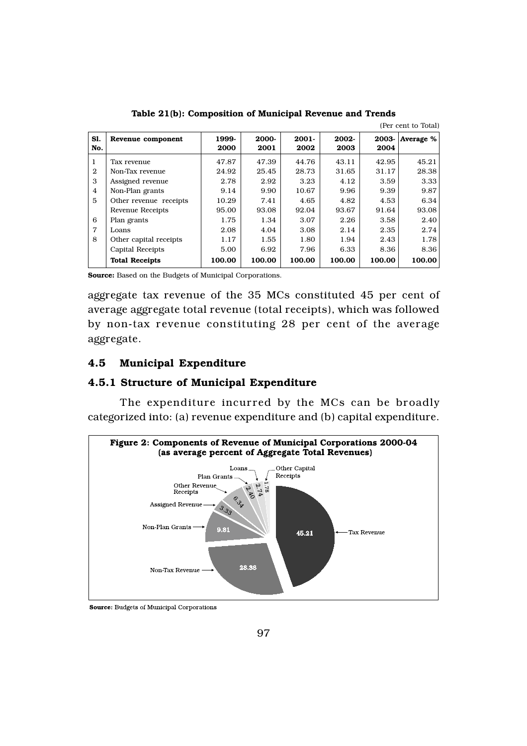**Table 21(b): Composition of Municipal Revenue and Trends**

(Per cent to Total)

| Sl. No. | Revenue component | 1999-2000 | 2000-2001 | 2001-2002 | 2002-2003 | 2003-2004 | Average % |
|---|---|---|---|---|---|---|---|
| 1 | Tax revenue | 47.87 | 47.39 | 44.76 | 43.11 | 42.95 | 45.21 |
| 2 | Non-Tax revenue | 24.92 | 25.45 | 28.73 | 31.65 | 31.17 | 28.38 |
| 3 | Assigned revenue | 2.78 | 2.92 | 3.23 | 4.12 | 3.59 | 3.33 |
| 4 | Non-Plan grants | 9.14 | 9.90 | 10.67 | 9.96 | 9.39 | 9.87 |
| 5 | Other revenue receipts | 10.29 | 7.41 | 4.65 | 4.82 | 4.53 | 6.34 |
| | Revenue Receipts | 95.00 | 93.08 | 92.04 | 93.67 | 91.64 | 93.08 |
| 6 | Plan grants | 1.75 | 1.34 | 3.07 | 2.26 | 3.58 | 2.40 |
| 7 | Loans | 2.08 | 4.04 | 3.08 | 2.14 | 2.35 | 2.74 |
| 8 | Other capital receipts | 1.17 | 1.55 | 1.80 | 1.94 | 2.43 | 1.78 |
| | Capital Receipts | 5.00 | 6.92 | 7.96 | 6.33 | 8.36 | 8.36 |
| | **Total Receipts** | **100.00** | **100.00** | **100.00** | **100.00** | **100.00** | **100.00** |

**Source:** Based on the Budgets of Municipal Corporations.

aggregate tax revenue of the 35 MCs constituted 45 per cent of average aggregate total revenue (total receipts), which was followed by non-tax revenue constituting 28 per cent of the average aggregate.

## 4.5 Municipal Expenditure

### 4.5.1 Structure of Municipal Expenditure

The expenditure incurred by the MCs can be broadly categorized into: (a) revenue expenditure and (b) capital expenditure.

**Figure 2: Components of Revenue of Municipal Corporations 2000-04 (as average percent of Aggregate Total Revenues)**

| Component | Average % |
|---|---|
| Tax Revenue | 45.21 |
| Non-Tax Revenue | 28.38 |
| Non-Plan Grants | 9.81 |
| Assigned Revenue | 3.33 |
| Other Revenue Receipts | 6.34 |
| Plan Grants | 2.40 |
| Loans | 2.74 |
| Other Capital Receipts | 1.78 |

**Source:** Budgets of Municipal Corporations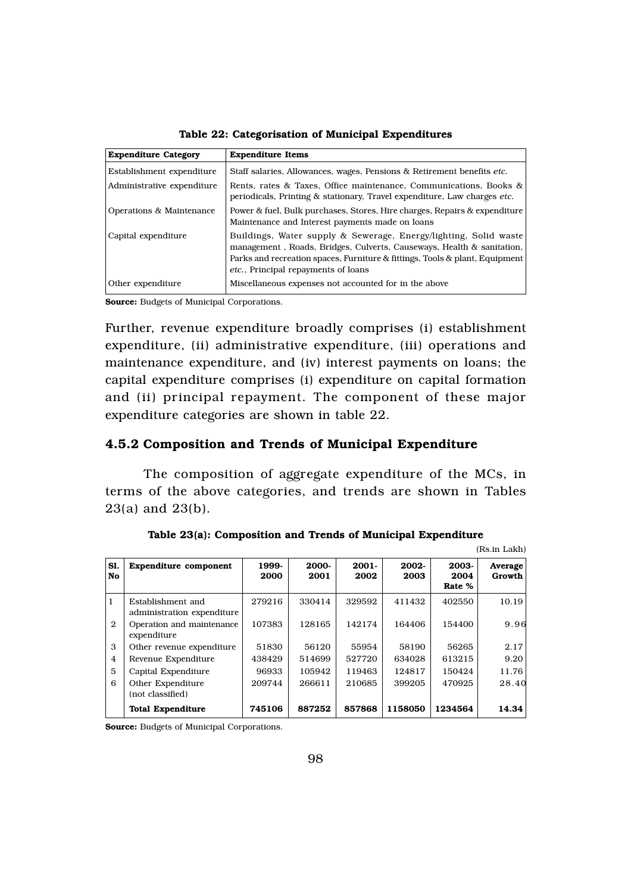**Table 22: Categorisation of Municipal Expenditures**

| Expenditure Category | Expenditure Items |
|---|---|
| Establishment expenditure | Staff salaries, Allowances, wages, Pensions & Retirement benefits *etc.* |
| Administrative expenditure | Rents, rates & Taxes, Office maintenance, Communications, Books & periodicals, Printing & stationary, Travel expenditure, Law charges *etc.* |
| Operations & Maintenance | Power & fuel, Bulk purchases, Stores, Hire charges, Repairs & expenditure Maintenance and Interest payments made on loans |
| Capital expenditure | Buildings, Water supply & Sewerage, Energy/lighting, Solid waste management , Roads, Bridges, Culverts, Causeways, Health & sanitation, Parks and recreation spaces, Furniture & fittings, Tools & plant, Equipment *etc.*, Principal repayments of loans |
| Other expenditure | Miscellaneous expenses not accounted for in the above |

**Source:** Budgets of Municipal Corporations.

Further, revenue expenditure broadly comprises (i) establishment expenditure, (ii) administrative expenditure, (iii) operations and maintenance expenditure, and (iv) interest payments on loans; the capital expenditure comprises (i) expenditure on capital formation and (ii) principal repayment. The component of these major expenditure categories are shown in table 22.

### 4.5.2 Composition and Trends of Municipal Expenditure

The composition of aggregate expenditure of the MCs, in terms of the above categories, and trends are shown in Tables 23(a) and 23(b).

**Table 23(a): Composition and Trends of Municipal Expenditure**

(Rs.in Lakh)

| Sl. No | Expenditure component | 1999-2000 | 2000-2001 | 2001-2002 | 2002-2003 | 2003-2004 Rate % | Average Growth |
|---|---|---|---|---|---|---|---|
| 1 | Establishment and administration expenditure | 279216 | 330414 | 329592 | 411432 | 402550 | 10.19 |
| 2 | Operation and maintenance expenditure | 107383 | 128165 | 142174 | 164406 | 154400 | 9.96 |
| 3 | Other revenue expenditure | 51830 | 56120 | 55954 | 58190 | 56265 | 2.17 |
| 4 | Revenue Expenditure | 438429 | 514699 | 527720 | 634028 | 613215 | 9.20 |
| 5 | Capital Expenditure | 96933 | 105942 | 119463 | 124817 | 150424 | 11.76 |
| 6 | Other Expenditure (not classified) | 209744 | 266611 | 210685 | 399205 | 470925 | 28.40 |
| | **Total Expenditure** | **745106** | **887252** | **857868** | **1158050** | **1234564** | **14.34** |

**Source:** Budgets of Municipal Corporations.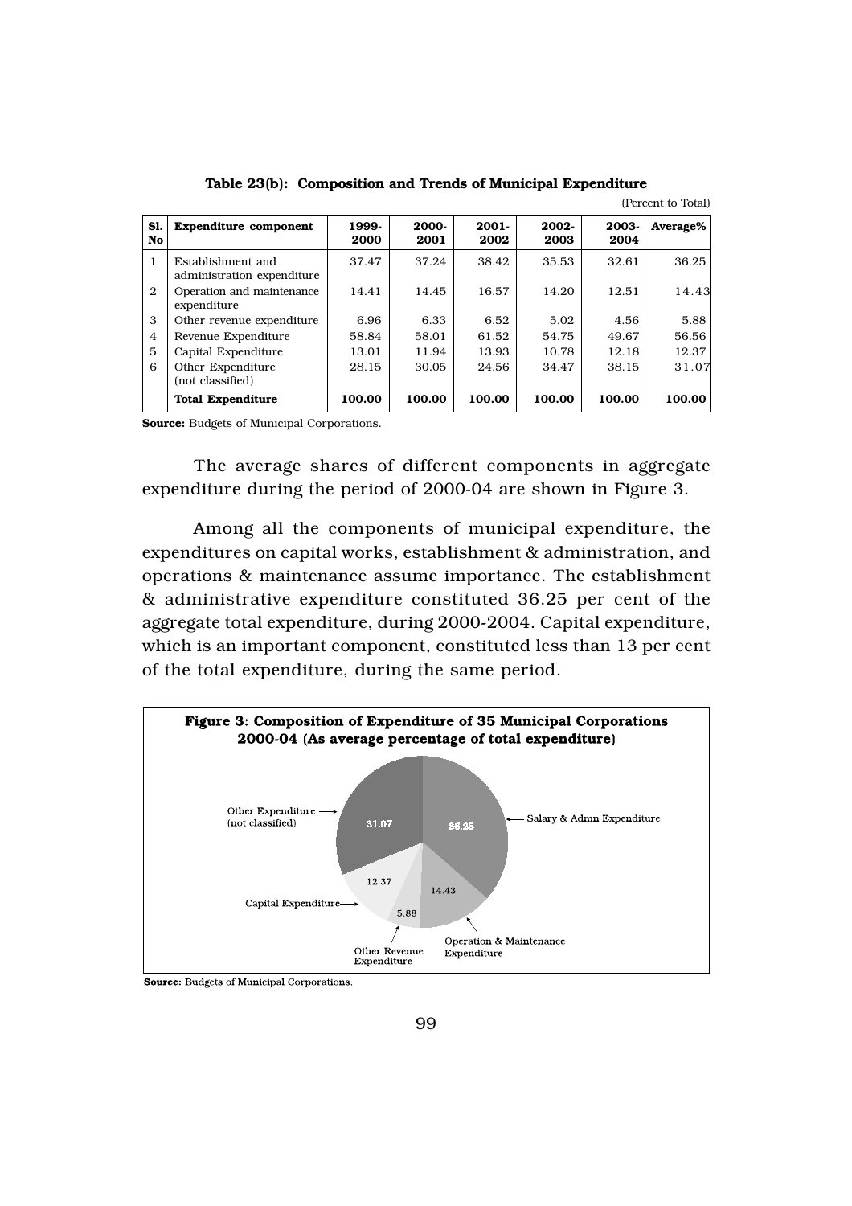**Table 23(b): Composition and Trends of Municipal Expenditure**

(Percent to Total)

| Sl. No | Expenditure component | 1999-2000 | 2000-2001 | 2001-2002 | 2002-2003 | 2003-2004 | Average% |
|---|---|---|---|---|---|---|---|
| 1 | Establishment and administration expenditure | 37.47 | 37.24 | 38.42 | 35.53 | 32.61 | 36.25 |
| 2 | Operation and maintenance expenditure | 14.41 | 14.45 | 16.57 | 14.20 | 12.51 | 14.43 |
| 3 | Other revenue expenditure | 6.96 | 6.33 | 6.52 | 5.02 | 4.56 | 5.88 |
| 4 | Revenue Expenditure | 58.84 | 58.01 | 61.52 | 54.75 | 49.67 | 56.56 |
| 5 | Capital Expenditure | 13.01 | 11.94 | 13.93 | 10.78 | 12.18 | 12.37 |
| 6 | Other Expenditure (not classified) | 28.15 | 30.05 | 24.56 | 34.47 | 38.15 | 31.07 |
| | **Total Expenditure** | **100.00** | **100.00** | **100.00** | **100.00** | **100.00** | **100.00** |

**Source:** Budgets of Municipal Corporations.

The average shares of different components in aggregate expenditure during the period of 2000-04 are shown in Figure 3.

Among all the components of municipal expenditure, the expenditures on capital works, establishment & administration, and operations & maintenance assume importance. The establishment & administrative expenditure constituted 36.25 per cent of the aggregate total expenditure, during 2000-2004. Capital expenditure, which is an important component, constituted less than 13 per cent of the total expenditure, during the same period.

**Figure 3: Composition of Expenditure of 35 Municipal Corporations 2000-04 (As average percentage of total expenditure)**

| Component | Average % |
|---|---|
| Salary & Admn Expenditure | 36.25 |
| Operation & Maintenance Expenditure | 14.43 |
| Other Revenue Expenditure | 5.88 |
| Capital Expenditure | 12.37 |
| Other Expenditure (not classified) | 31.07 |

**Source:** Budgets of Municipal Corporations.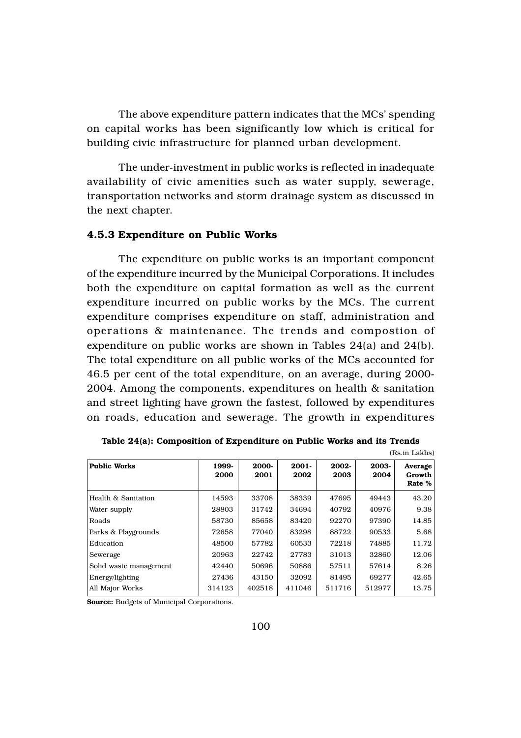The above expenditure pattern indicates that the MCs' spending on capital works has been significantly low which is critical for building civic infrastructure for planned urban development.

The under-investment in public works is reflected in inadequate availability of civic amenities such as water supply, sewerage, transportation networks and storm drainage system as discussed in the next chapter.

### 4.5.3 Expenditure on Public Works

The expenditure on public works is an important component of the expenditure incurred by the Municipal Corporations. It includes both the expenditure on capital formation as well as the current expenditure incurred on public works by the MCs. The current expenditure comprises expenditure on staff, administration and operations & maintenance. The trends and compostion of expenditure on public works are shown in Tables 24(a) and 24(b). The total expenditure on all public works of the MCs accounted for 46.5 per cent of the total expenditure, on an average, during 2000-2004. Among the components, expenditures on health & sanitation and street lighting have grown the fastest, followed by expenditures on roads, education and sewerage. The growth in expenditures

**Table 24(a): Composition of Expenditure on Public Works and its Trends**

(Rs.in Lakhs)

| Public Works | 1999-2000 | 2000-2001 | 2001-2002 | 2002-2003 | 2003-2004 | Average Growth Rate % |
|---|---|---|---|---|---|---|
| Health & Sanitation | 14593 | 33708 | 38339 | 47695 | 49443 | 43.20 |
| Water supply | 28803 | 31742 | 34694 | 40792 | 40976 | 9.38 |
| Roads | 58730 | 85658 | 83420 | 92270 | 97390 | 14.85 |
| Parks & Playgrounds | 72658 | 77040 | 83298 | 88722 | 90533 | 5.68 |
| Education | 48500 | 57782 | 60533 | 72218 | 74885 | 11.72 |
| Sewerage | 20963 | 22742 | 27783 | 31013 | 32860 | 12.06 |
| Solid waste management | 42440 | 50696 | 50886 | 57511 | 57614 | 8.26 |
| Energy/lighting | 27436 | 43150 | 32092 | 81495 | 69277 | 42.65 |
| All Major Works | 314123 | 402518 | 411046 | 511716 | 512977 | 13.75 |

**Source:** Budgets of Municipal Corporations.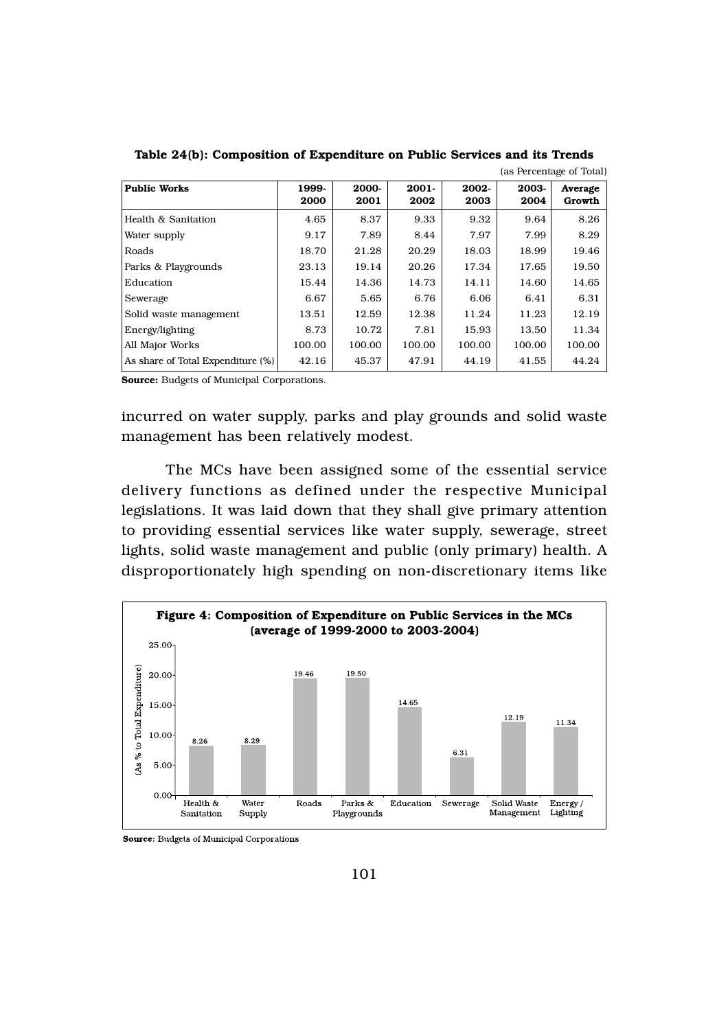**Table 24(b): Composition of Expenditure on Public Services and its Trends**

(as Percentage of Total)

| Public Works | 1999-2000 | 2000-2001 | 2001-2002 | 2002-2003 | 2003-2004 | Average Growth |
|---|---|---|---|---|---|---|
| Health & Sanitation | 4.65 | 8.37 | 9.33 | 9.32 | 9.64 | 8.26 |
| Water supply | 9.17 | 7.89 | 8.44 | 7.97 | 7.99 | 8.29 |
| Roads | 18.70 | 21.28 | 20.29 | 18.03 | 18.99 | 19.46 |
| Parks & Playgrounds | 23.13 | 19.14 | 20.26 | 17.34 | 17.65 | 19.50 |
| Education | 15.44 | 14.36 | 14.73 | 14.11 | 14.60 | 14.65 |
| Sewerage | 6.67 | 5.65 | 6.76 | 6.06 | 6.41 | 6.31 |
| Solid waste management | 13.51 | 12.59 | 12.38 | 11.24 | 11.23 | 12.19 |
| Energy/lighting | 8.73 | 10.72 | 7.81 | 15.93 | 13.50 | 11.34 |
| All Major Works | 100.00 | 100.00 | 100.00 | 100.00 | 100.00 | 100.00 |
| As share of Total Expenditure (%) | 42.16 | 45.37 | 47.91 | 44.19 | 41.55 | 44.24 |

**Source:** Budgets of Municipal Corporations.

incurred on water supply, parks and play grounds and solid waste management has been relatively modest.

The MCs have been assigned some of the essential service delivery functions as defined under the respective Municipal legislations. It was laid down that they shall give primary attention to providing essential services like water supply, sewerage, street lights, solid waste management and public (only primary) health. A disproportionately high spending on non-discretionary items like

**Figure 4: Composition of Expenditure on Public Services in the MCs (average of 1999-2000 to 2003-2004)**

| | Health & Sanitation | Water Supply | Roads | Parks & Playgrounds | Education | Sewerage | Solid Waste Management | Energy / Lighting |
|---|---|---|---|---|---|---|---|---|
| (As % to Total Expenditure) | 8.26 | 8.29 | 19.46 | 19.50 | 14.65 | 6.31 | 12.19 | 11.34 |

**Source:** Budgets of Municipal Corporations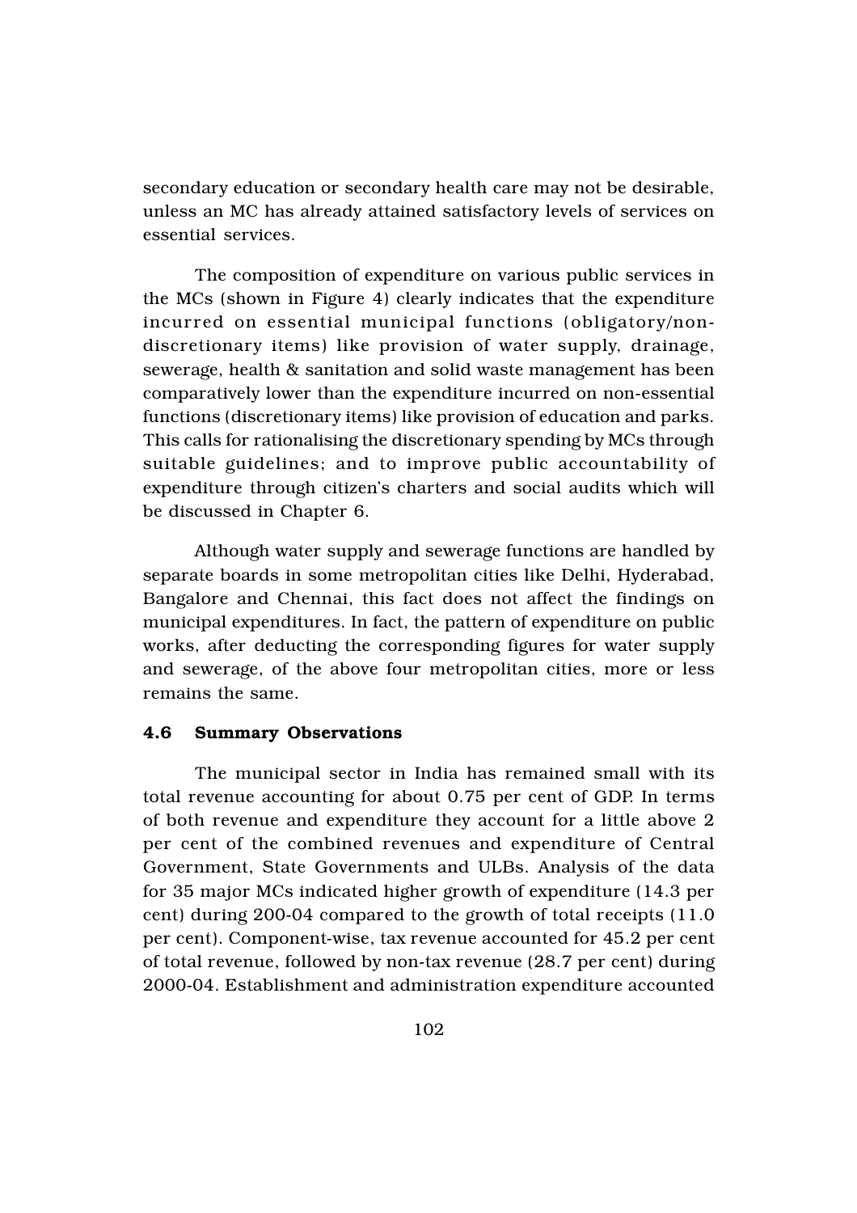secondary education or secondary health care may not be desirable, unless an MC has already attained satisfactory levels of services on essential services.

The composition of expenditure on various public services in the MCs (shown in Figure 4) clearly indicates that the expenditure incurred on essential municipal functions (obligatory/non-discretionary items) like provision of water supply, drainage, sewerage, health & sanitation and solid waste management has been comparatively lower than the expenditure incurred on non-essential functions (discretionary items) like provision of education and parks. This calls for rationalising the discretionary spending by MCs through suitable guidelines; and to improve public accountability of expenditure through citizen's charters and social audits which will be discussed in Chapter 6.

Although water supply and sewerage functions are handled by separate boards in some metropolitan cities like Delhi, Hyderabad, Bangalore and Chennai, this fact does not affect the findings on municipal expenditures. In fact, the pattern of expenditure on public works, after deducting the corresponding figures for water supply and sewerage, of the above four metropolitan cities, more or less remains the same.

### 4.6 Summary Observations

The municipal sector in India has remained small with its total revenue accounting for about 0.75 per cent of GDP. In terms of both revenue and expenditure they account for a little above 2 per cent of the combined revenues and expenditure of Central Government, State Governments and ULBs. Analysis of the data for 35 major MCs indicated higher growth of expenditure (14.3 per cent) during 200-04 compared to the growth of total receipts (11.0 per cent). Component-wise, tax revenue accounted for 45.2 per cent of total revenue, followed by non-tax revenue (28.7 per cent) during 2000-04. Establishment and administration expenditure accounted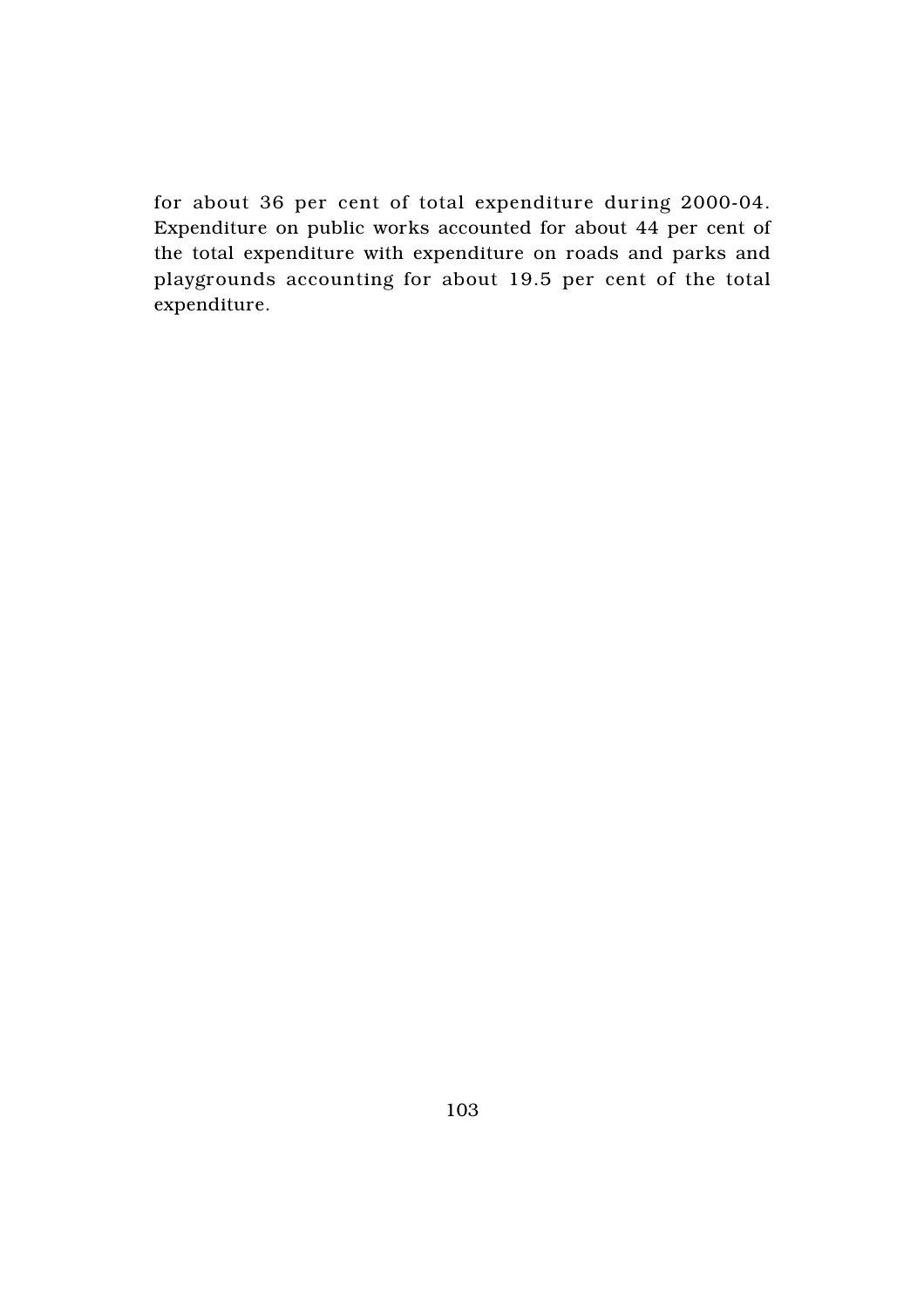for about 36 per cent of total expenditure during 2000-04. Expenditure on public works accounted for about 44 per cent of the total expenditure with expenditure on roads and parks and playgrounds accounting for about 19.5 per cent of the total expenditure.